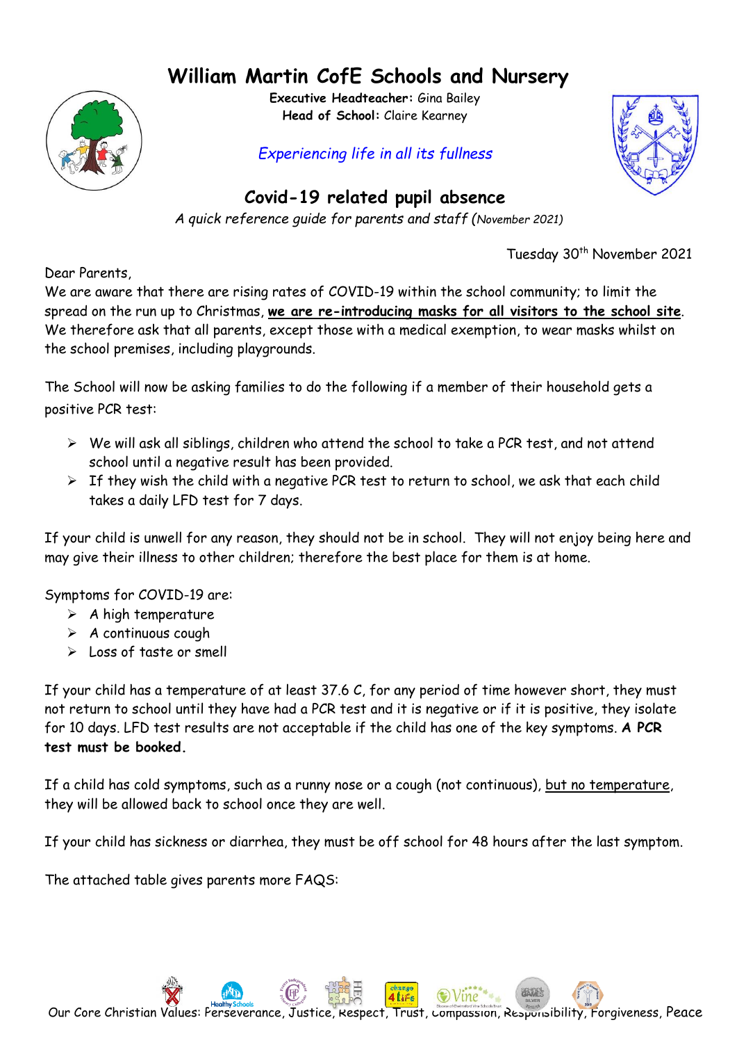# William Martin CofE Schools and Nursery

**Executive Headteacher:** Gina Bailey
**Head of School:** Claire Kearney

*Experiencing life in all its fullness*

## Covid-19 related pupil absence

*A quick reference guide for parents and staff (November 2021)*

Tuesday 30th November 2021

Dear Parents,

We are aware that there are rising rates of COVID-19 within the school community; to limit the spread on the run up to Christmas, **we are re-introducing masks for all visitors to the school site**. We therefore ask that all parents, except those with a medical exemption, to wear masks whilst on the school premises, including playgrounds.

The School will now be asking families to do the following if a member of their household gets a positive PCR test:

- We will ask all siblings, children who attend the school to take a PCR test, and not attend school until a negative result has been provided.
- If they wish the child with a negative PCR test to return to school, we ask that each child takes a daily LFD test for 7 days.

If your child is unwell for any reason, they should not be in school. They will not enjoy being here and may give their illness to other children; therefore the best place for them is at home.

Symptoms for COVID-19 are:

- A high temperature
- A continuous cough
- Loss of taste or smell

If your child has a temperature of at least 37.6 C, for any period of time however short, they must not return to school until they have had a PCR test and it is negative or if it is positive, they isolate for 10 days. LFD test results are not acceptable if the child has one of the key symptoms. **A PCR test must be booked.**

If a child has cold symptoms, such as a runny nose or a cough (not continuous), but no temperature, they will be allowed back to school once they are well.

If your child has sickness or diarrhea, they must be off school for 48 hours after the last symptom.

The attached table gives parents more FAQS:

Our Core Christian Values: Perseverance, Justice, Respect, Trust, Compassion, Responsibility, Forgiveness, Peace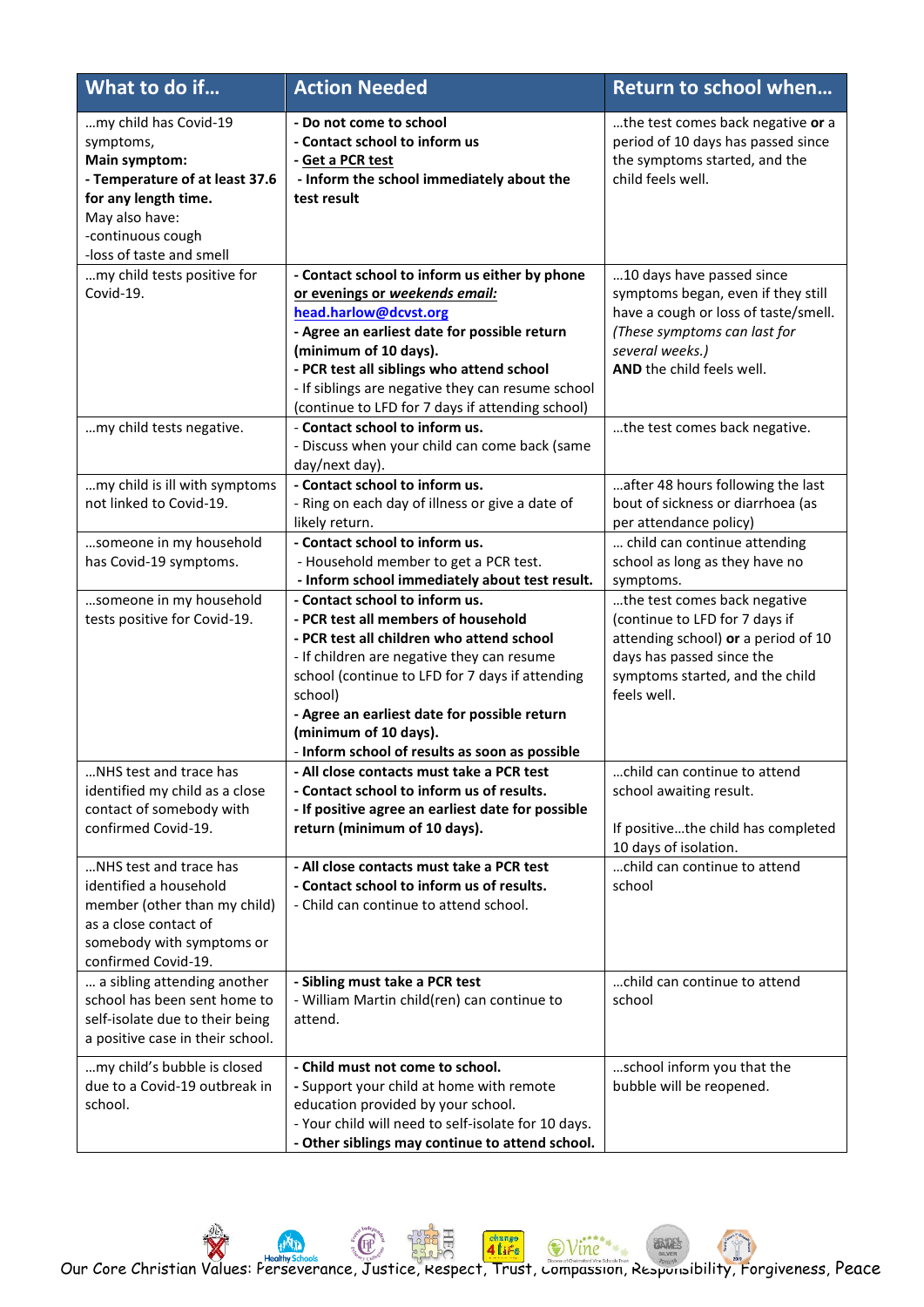| What to do if… | Action Needed | Return to school when… |
|---|---|---|
| …my child has Covid-19 symptoms, **Main symptom:** **- Temperature of at least 37.6 for any length time.** May also have: -continuous cough -loss of taste and smell | **- Do not come to school** **- Contact school to inform us** **- Get a PCR test** **- Inform the school immediately about the test result** | …the test comes back negative **or** a period of 10 days has passed since the symptoms started, and the child feels well. |
| …my child tests positive for Covid-19. | **- Contact school to inform us either by phone or evenings or *weekends email:*** **head.harlow@dcvst.org** **- Agree an earliest date for possible return (minimum of 10 days).** **- PCR test all siblings who attend school** - If siblings are negative they can resume school (continue to LFD for 7 days if attending school) | …10 days have passed since symptoms began, even if they still have a cough or loss of taste/smell. *(These symptoms can last for several weeks.)* **AND** the child feels well. |
| …my child tests negative. | **- Contact school to inform us.** - Discuss when your child can come back (same day/next day). | …the test comes back negative. |
| …my child is ill with symptoms not linked to Covid-19. | **- Contact school to inform us.** - Ring on each day of illness or give a date of likely return. | …after 48 hours following the last bout of sickness or diarrhoea (as per attendance policy) |
| …someone in my household has Covid-19 symptoms. | **- Contact school to inform us.** - Household member to get a PCR test. **- Inform school immediately about test result.** | … child can continue attending school as long as they have no symptoms. |
| …someone in my household tests positive for Covid-19. | **- Contact school to inform us.** **- PCR test all members of household** **- PCR test all children who attend school** - If children are negative they can resume school (continue to LFD for 7 days if attending school) **- Agree an earliest date for possible return (minimum of 10 days).** - **Inform school of results as soon as possible** | …the test comes back negative (continue to LFD for 7 days if attending school) **or** a period of 10 days has passed since the symptoms started, and the child feels well. |
| …NHS test and trace has identified my child as a close contact of somebody with confirmed Covid-19. | **- All close contacts must take a PCR test** **- Contact school to inform us of results.** **- If positive agree an earliest date for possible return (minimum of 10 days).** | …child can continue to attend school awaiting result. If positive…the child has completed 10 days of isolation. |
| …NHS test and trace has identified a household member (other than my child) as a close contact of somebody with symptoms or confirmed Covid-19. | **- All close contacts must take a PCR test** **- Contact school to inform us of results.** - Child can continue to attend school. | …child can continue to attend school |
| … a sibling attending another school has been sent home to self-isolate due to their being a positive case in their school. | **- Sibling must take a PCR test** - William Martin child(ren) can continue to attend. | …child can continue to attend school |
| …my child's bubble is closed due to a Covid-19 outbreak in school. | **- Child must not come to school.** - Support your child at home with remote education provided by your school. - Your child will need to self-isolate for 10 days. **- Other siblings may continue to attend school.** | …school inform you that the bubble will be reopened. |

Our Core Christian Values: Perseverance, Justice, Respect, Trust, Compassion, Responsibility, Forgiveness, Peace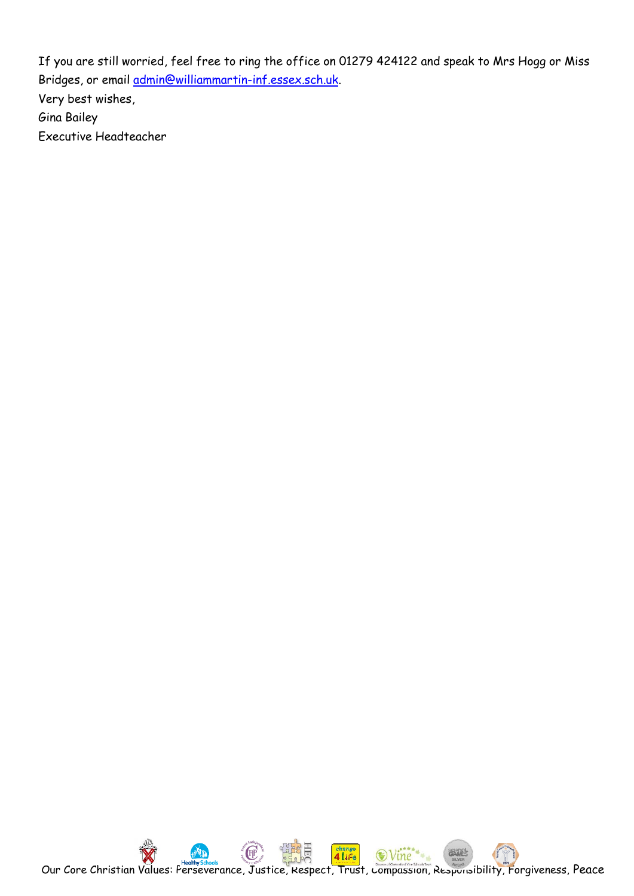If you are still worried, feel free to ring the office on 01279 424122 and speak to Mrs Hogg or Miss Bridges, or email admin@williammartin-inf.essex.sch.uk.

Very best wishes,

Gina Bailey

Executive Headteacher